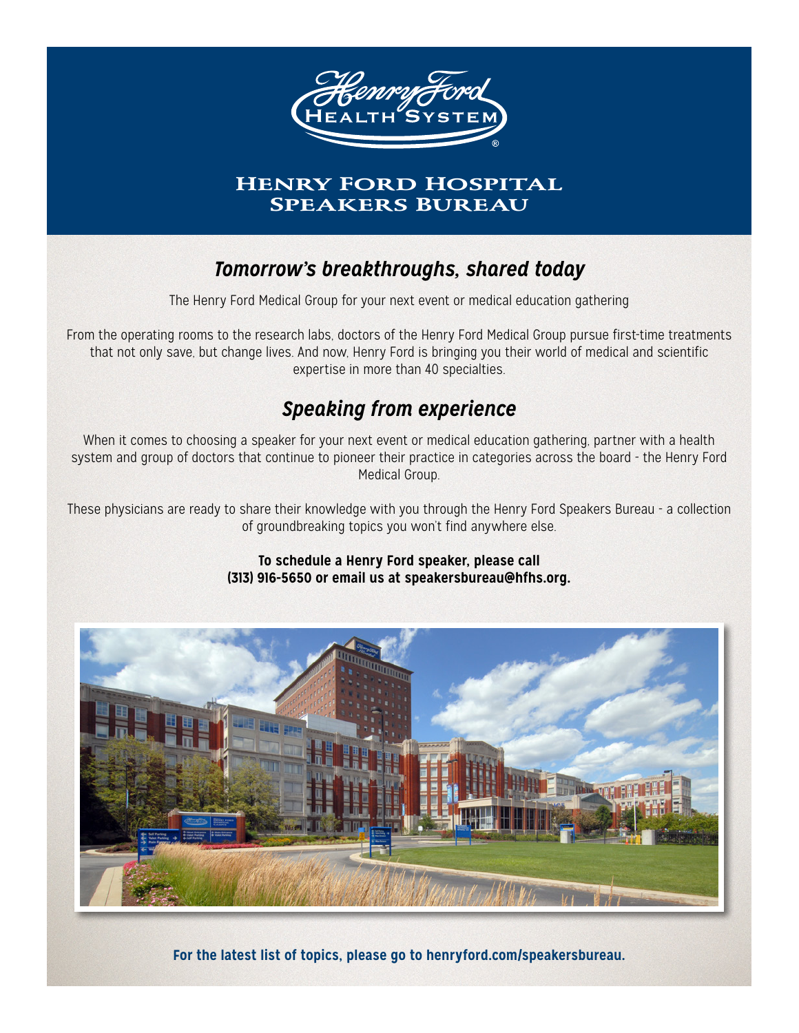# Henry Ford Hospital Speakers Bureau

## *Tomorrow's breakthroughs, shared today*

The Henry Ford Medical Group for your next event or medical education gathering

From the operating rooms to the research labs, doctors of the Henry Ford Medical Group pursue first-time treatments that not only save, but change lives. And now, Henry Ford is bringing you their world of medical and scientific expertise in more than 40 specialties.

## *Speaking from experience*

When it comes to choosing a speaker for your next event or medical education gathering, partner with a health system and group of doctors that continue to pioneer their practice in categories across the board - the Henry Ford Medical Group.

These physicians are ready to share their knowledge with you through the Henry Ford Speakers Bureau - a collection of groundbreaking topics you won't find anywhere else.

**To schedule a Henry Ford speaker, please call (313) 916-5650 or email us at speakersbureau@hfhs.org.**

**For the latest list of topics, please go to henryford.com/speakersbureau.**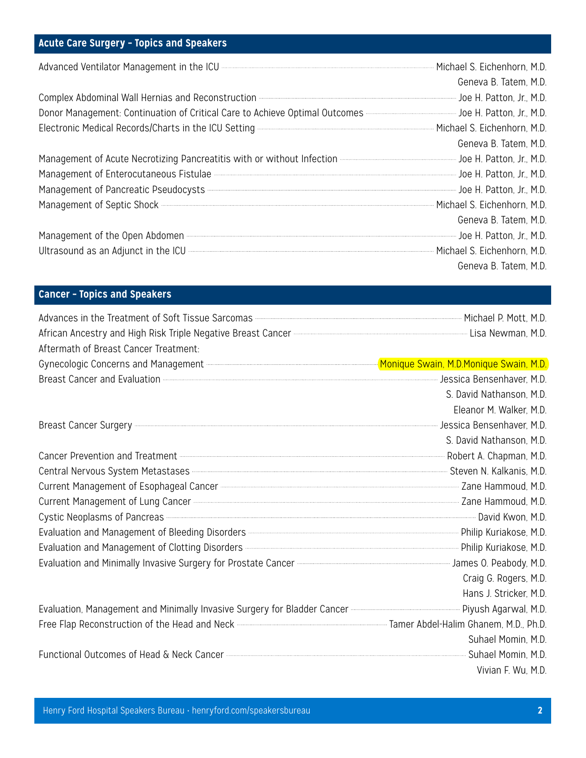## Acute Care Surgery – Topics and Speakers

| Topic | Speaker(s) |
|---|---|
| Advanced Ventilator Management in the ICU | Michael S. Eichenhorn, M.D.<br>Geneva B. Tatem, M.D. |
| Complex Abdominal Wall Hernias and Reconstruction | Joe H. Patton, Jr., M.D. |
| Donor Management: Continuation of Critical Care to Achieve Optimal Outcomes | Joe H. Patton, Jr., M.D. |
| Electronic Medical Records/Charts in the ICU Setting | Michael S. Eichenhorn, M.D.<br>Geneva B. Tatem, M.D. |
| Management of Acute Necrotizing Pancreatitis with or without Infection | Joe H. Patton, Jr., M.D. |
| Management of Enterocutaneous Fistulae | Joe H. Patton, Jr., M.D. |
| Management of Pancreatic Pseudocysts | Joe H. Patton, Jr., M.D. |
| Management of Septic Shock | Michael S. Eichenhorn, M.D.<br>Geneva B. Tatem, M.D. |
| Management of the Open Abdomen | Joe H. Patton, Jr., M.D. |
| Ultrasound as an Adjunct in the ICU | Michael S. Eichenhorn, M.D.<br>Geneva B. Tatem, M.D. |

## Cancer – Topics and Speakers

| Topic | Speaker(s) |
|---|---|
| Advances in the Treatment of Soft Tissue Sarcomas | Michael P. Mott, M.D. |
| African Ancestry and High Risk Triple Negative Breast Cancer | Lisa Newman, M.D. |
| Aftermath of Breast Cancer Treatment: Gynecologic Concerns and Management | Monique Swain, M.D.Monique Swain, M.D. |
| Breast Cancer and Evaluation | Jessica Bensenhaver, M.D.<br>S. David Nathanson, M.D.<br>Eleanor M. Walker, M.D. |
| Breast Cancer Surgery | Jessica Bensenhaver, M.D.<br>S. David Nathanson, M.D. |
| Cancer Prevention and Treatment | Robert A. Chapman, M.D. |
| Central Nervous System Metastases | Steven N. Kalkanis, M.D. |
| Current Management of Esophageal Cancer | Zane Hammoud, M.D. |
| Current Management of Lung Cancer | Zane Hammoud, M.D. |
| Cystic Neoplasms of Pancreas | David Kwon, M.D. |
| Evaluation and Management of Bleeding Disorders | Philip Kuriakose, M.D. |
| Evaluation and Management of Clotting Disorders | Philip Kuriakose, M.D. |
| Evaluation and Minimally Invasive Surgery for Prostate Cancer | James O. Peabody, M.D.<br>Craig G. Rogers, M.D.<br>Hans J. Stricker, M.D. |
| Evaluation, Management and Minimally Invasive Surgery for Bladder Cancer | Piyush Agarwal, M.D. |
| Free Flap Reconstruction of the Head and Neck | Tamer Abdel-Halim Ghanem, M.D., Ph.D.<br>Suhael Momin, M.D. |
| Functional Outcomes of Head & Neck Cancer | Suhael Momin, M.D.<br>Vivian F. Wu, M.D. |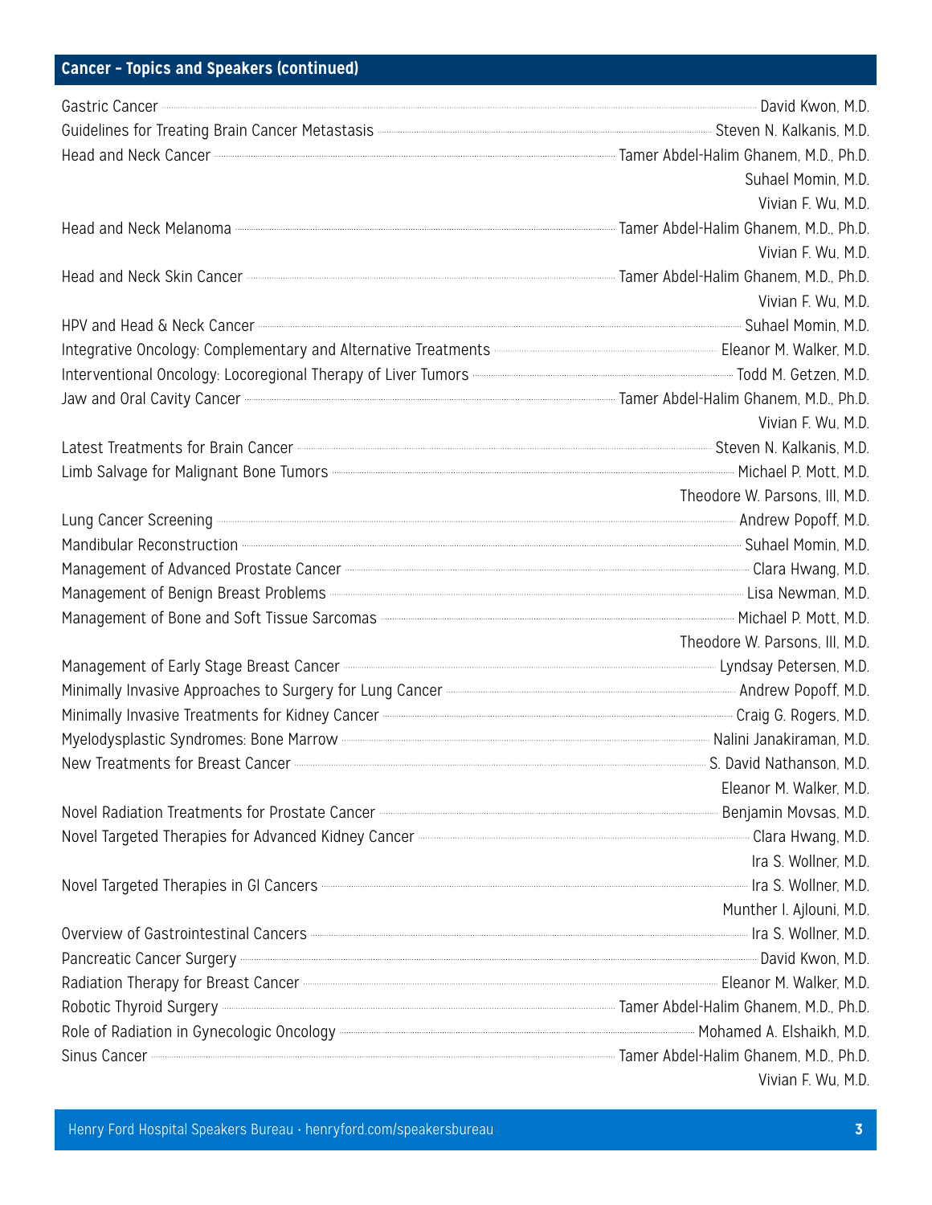## Cancer – Topics and Speakers (continued)

| Topic | Speaker(s) |
| --- | --- |
| Gastric Cancer | David Kwon, M.D. |
| Guidelines for Treating Brain Cancer Metastasis | Steven N. Kalkanis, M.D. |
| Head and Neck Cancer | Tamer Abdel-Halim Ghanem, M.D., Ph.D.<br>Suhael Momin, M.D.<br>Vivian F. Wu, M.D. |
| Head and Neck Melanoma | Tamer Abdel-Halim Ghanem, M.D., Ph.D.<br>Vivian F. Wu, M.D. |
| Head and Neck Skin Cancer | Tamer Abdel-Halim Ghanem, M.D., Ph.D.<br>Vivian F. Wu, M.D. |
| HPV and Head & Neck Cancer | Suhael Momin, M.D. |
| Integrative Oncology: Complementary and Alternative Treatments | Eleanor M. Walker, M.D. |
| Interventional Oncology: Locoregional Therapy of Liver Tumors | Todd M. Getzen, M.D. |
| Jaw and Oral Cavity Cancer | Tamer Abdel-Halim Ghanem, M.D., Ph.D.<br>Vivian F. Wu, M.D. |
| Latest Treatments for Brain Cancer | Steven N. Kalkanis, M.D. |
| Limb Salvage for Malignant Bone Tumors | Michael P. Mott, M.D.<br>Theodore W. Parsons, III, M.D. |
| Lung Cancer Screening | Andrew Popoff, M.D. |
| Mandibular Reconstruction | Suhael Momin, M.D. |
| Management of Advanced Prostate Cancer | Clara Hwang, M.D. |
| Management of Benign Breast Problems | Lisa Newman, M.D. |
| Management of Bone and Soft Tissue Sarcomas | Michael P. Mott, M.D.<br>Theodore W. Parsons, III, M.D. |
| Management of Early Stage Breast Cancer | Lyndsay Petersen, M.D. |
| Minimally Invasive Approaches to Surgery for Lung Cancer | Andrew Popoff, M.D. |
| Minimally Invasive Treatments for Kidney Cancer | Craig G. Rogers, M.D. |
| Myelodysplastic Syndromes: Bone Marrow | Nalini Janakiraman, M.D. |
| New Treatments for Breast Cancer | S. David Nathanson, M.D.<br>Eleanor M. Walker, M.D. |
| Novel Radiation Treatments for Prostate Cancer | Benjamin Movsas, M.D. |
| Novel Targeted Therapies for Advanced Kidney Cancer | Clara Hwang, M.D.<br>Ira S. Wollner, M.D. |
| Novel Targeted Therapies in GI Cancers | Ira S. Wollner, M.D.<br>Munther I. Ajlouni, M.D. |
| Overview of Gastrointestinal Cancers | Ira S. Wollner, M.D. |
| Pancreatic Cancer Surgery | David Kwon, M.D. |
| Radiation Therapy for Breast Cancer | Eleanor M. Walker, M.D. |
| Robotic Thyroid Surgery | Tamer Abdel-Halim Ghanem, M.D., Ph.D. |
| Role of Radiation in Gynecologic Oncology | Mohamed A. Elshaikh, M.D. |
| Sinus Cancer | Tamer Abdel-Halim Ghanem, M.D., Ph.D.<br>Vivian F. Wu, M.D. |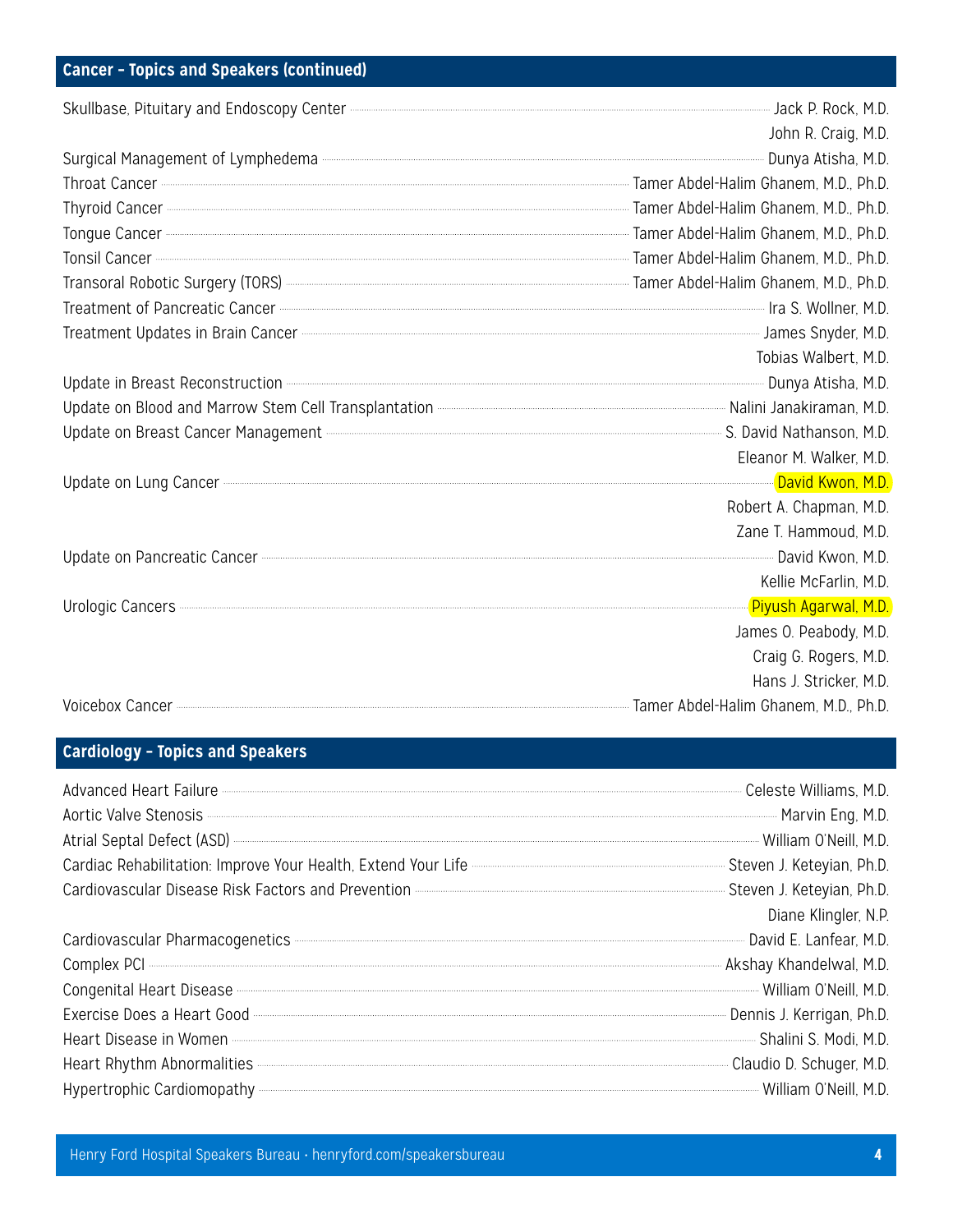## Cancer – Topics and Speakers (continued)

| Topic | Speaker |
|---|---|
| Skullbase, Pituitary and Endoscopy Center | Jack P. Rock, M.D. |
| | John R. Craig, M.D. |
| Surgical Management of Lymphedema | Dunya Atisha, M.D. |
| Throat Cancer | Tamer Abdel-Halim Ghanem, M.D., Ph.D. |
| Thyroid Cancer | Tamer Abdel-Halim Ghanem, M.D., Ph.D. |
| Tongue Cancer | Tamer Abdel-Halim Ghanem, M.D., Ph.D. |
| Tonsil Cancer | Tamer Abdel-Halim Ghanem, M.D., Ph.D. |
| Transoral Robotic Surgery (TORS) | Tamer Abdel-Halim Ghanem, M.D., Ph.D. |
| Treatment of Pancreatic Cancer | Ira S. Wollner, M.D. |
| Treatment Updates in Brain Cancer | James Snyder, M.D. |
| | Tobias Walbert, M.D. |
| Update in Breast Reconstruction | Dunya Atisha, M.D. |
| Update on Blood and Marrow Stem Cell Transplantation | Nalini Janakiraman, M.D. |
| Update on Breast Cancer Management | S. David Nathanson, M.D. |
| | Eleanor M. Walker, M.D. |
| Update on Lung Cancer | David Kwon, M.D. |
| | Robert A. Chapman, M.D. |
| | Zane T. Hammoud, M.D. |
| Update on Pancreatic Cancer | David Kwon, M.D. |
| | Kellie McFarlin, M.D. |
| Urologic Cancers | Piyush Agarwal, M.D. |
| | James O. Peabody, M.D. |
| | Craig G. Rogers, M.D. |
| | Hans J. Stricker, M.D. |
| Voicebox Cancer | Tamer Abdel-Halim Ghanem, M.D., Ph.D. |

## Cardiology – Topics and Speakers

| Topic | Speaker |
|---|---|
| Advanced Heart Failure | Celeste Williams, M.D. |
| Aortic Valve Stenosis | Marvin Eng, M.D. |
| Atrial Septal Defect (ASD) | William O'Neill, M.D. |
| Cardiac Rehabilitation: Improve Your Health, Extend Your Life | Steven J. Keteyian, Ph.D. |
| Cardiovascular Disease Risk Factors and Prevention | Steven J. Keteyian, Ph.D. |
| | Diane Klingler, N.P. |
| Cardiovascular Pharmacogenetics | David E. Lanfear, M.D. |
| Complex PCI | Akshay Khandelwal, M.D. |
| Congenital Heart Disease | William O'Neill, M.D. |
| Exercise Does a Heart Good | Dennis J. Kerrigan, Ph.D. |
| Heart Disease in Women | Shalini S. Modi, M.D. |
| Heart Rhythm Abnormalities | Claudio D. Schuger, M.D. |
| Hypertrophic Cardiomopathy | William O'Neill, M.D. |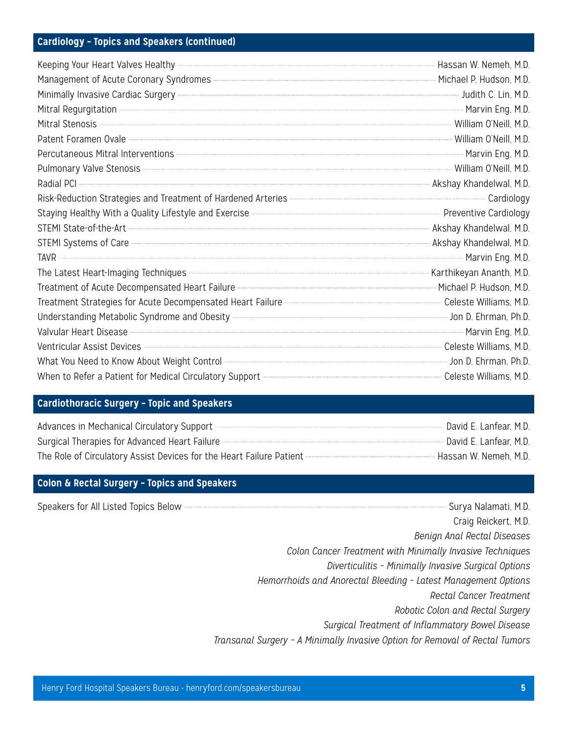## Cardiology – Topics and Speakers (continued)

| Topic | Speaker |
|---|---|
| Keeping Your Heart Valves Healthy | Hassan W. Nemeh, M.D. |
| Management of Acute Coronary Syndromes | Michael P. Hudson, M.D. |
| Minimally Invasive Cardiac Surgery | Judith C. Lin, M.D. |
| Mitral Regurgitation | Marvin Eng, M.D. |
| Mitral Stenosis | William O'Neill, M.D. |
| Patent Foramen Ovale | William O'Neill, M.D. |
| Percutaneous Mitral Interventions | Marvin Eng, M.D. |
| Pulmonary Valve Stenosis | William O'Neill, M.D. |
| Radial PCI | Akshay Khandelwal, M.D. |
| Risk-Reduction Strategies and Treatment of Hardened Arteries | Cardiology |
| Staying Healthy With a Quality Lifestyle and Exercise | Preventive Cardiology |
| STEMI State-of-the-Art | Akshay Khandelwal, M.D. |
| STEMI Systems of Care | Akshay Khandelwal, M.D. |
| TAVR | Marvin Eng, M.D. |
| The Latest Heart-Imaging Techniques | Karthikeyan Ananth, M.D. |
| Treatment of Acute Decompensated Heart Failure | Michael P. Hudson, M.D. |
| Treatment Strategies for Acute Decompensated Heart Failure | Celeste Williams, M.D. |
| Understanding Metabolic Syndrome and Obesity | Jon D. Ehrman, Ph.D. |
| Valvular Heart Disease | Marvin Eng, M.D. |
| Ventricular Assist Devices | Celeste Williams, M.D. |
| What You Need to Know About Weight Control | Jon D. Ehrman, Ph.D. |
| When to Refer a Patient for Medical Circulatory Support | Celeste Williams, M.D. |

## Cardiothoracic Surgery – Topic and Speakers

| Topic | Speaker |
|---|---|
| Advances in Mechanical Circulatory Support | David E. Lanfear, M.D. |
| Surgical Therapies for Advanced Heart Failure | David E. Lanfear, M.D. |
| The Role of Circulatory Assist Devices for the Heart Failure Patient | Hassan W. Nemeh, M.D. |

## Colon & Rectal Surgery – Topics and Speakers

Speakers for All Listed Topics Below: Surya Nalamati, M.D.; Craig Reickert, M.D.

*Benign Anal Rectal Diseases*

*Colon Cancer Treatment with Minimally Invasive Techniques*

*Diverticulitis – Minimally Invasive Surgical Options*

*Hemorrhoids and Anorectal Bleeding – Latest Management Options*

*Rectal Cancer Treatment*

*Robotic Colon and Rectal Surgery*

*Surgical Treatment of Inflammatory Bowel Disease*

*Transanal Surgery – A Minimally Invasive Option for Removal of Rectal Tumors*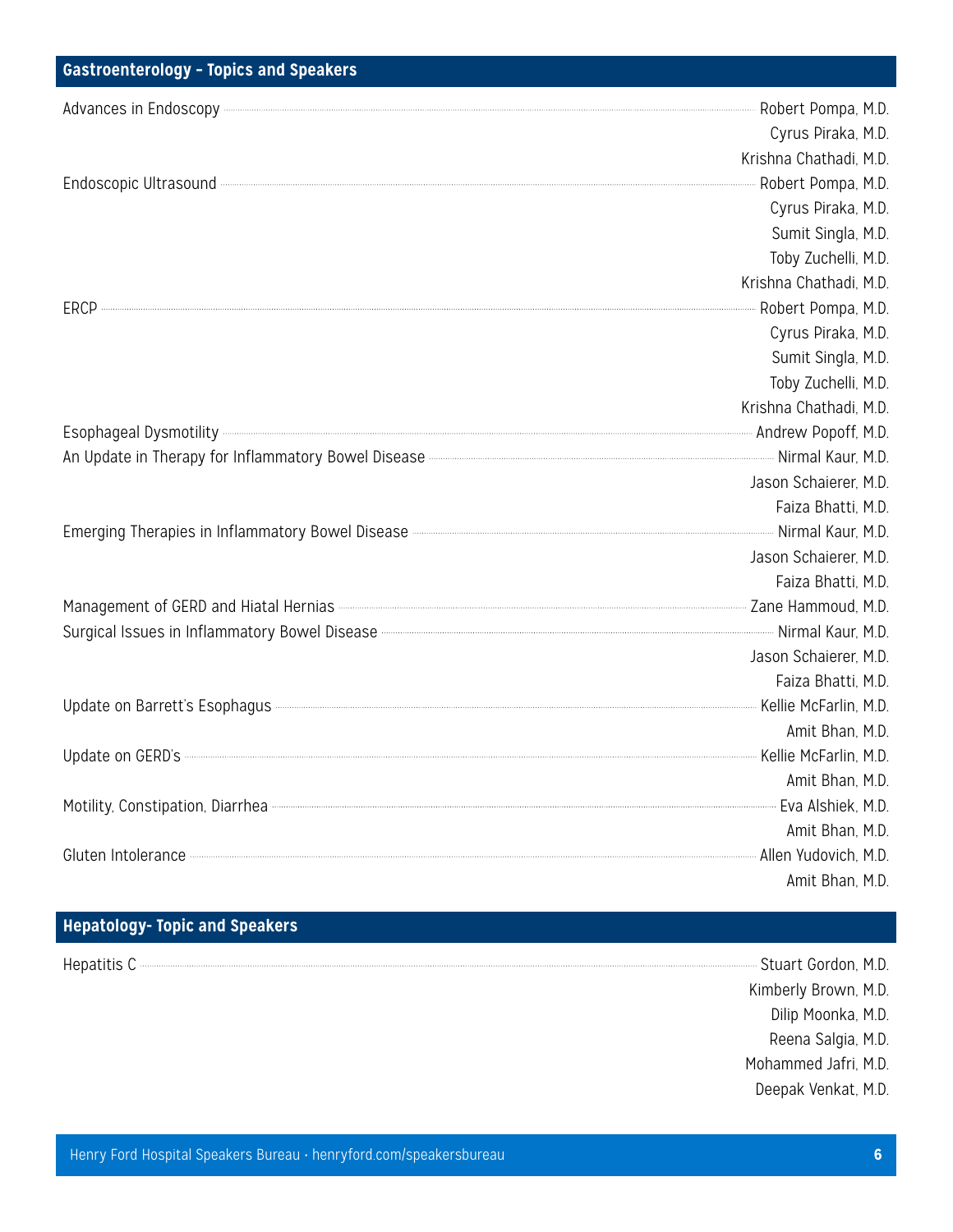## Gastroenterology – Topics and Speakers

| Topic | Speakers |
| --- | --- |
| Advances in Endoscopy | Robert Pompa, M.D. |
| | Cyrus Piraka, M.D. |
| | Krishna Chathadi, M.D. |
| Endoscopic Ultrasound | Robert Pompa, M.D. |
| | Cyrus Piraka, M.D. |
| | Sumit Singla, M.D. |
| | Toby Zuchelli, M.D. |
| | Krishna Chathadi, M.D. |
| ERCP | Robert Pompa, M.D. |
| | Cyrus Piraka, M.D. |
| | Sumit Singla, M.D. |
| | Toby Zuchelli, M.D. |
| | Krishna Chathadi, M.D. |
| Esophageal Dysmotility | Andrew Popoff, M.D. |
| An Update in Therapy for Inflammatory Bowel Disease | Nirmal Kaur, M.D. |
| | Jason Schaierer, M.D. |
| | Faiza Bhatti, M.D. |
| Emerging Therapies in Inflammatory Bowel Disease | Nirmal Kaur, M.D. |
| | Jason Schaierer, M.D. |
| | Faiza Bhatti, M.D. |
| Management of GERD and Hiatal Hernias | Zane Hammoud, M.D. |
| Surgical Issues in Inflammatory Bowel Disease | Nirmal Kaur, M.D. |
| | Jason Schaierer, M.D. |
| | Faiza Bhatti, M.D. |
| Update on Barrett's Esophagus | Kellie McFarlin, M.D. |
| | Amit Bhan, M.D. |
| Update on GERD's | Kellie McFarlin, M.D. |
| | Amit Bhan, M.D. |
| Motility, Constipation, Diarrhea | Eva Alshiek, M.D. |
| | Amit Bhan, M.D. |
| Gluten Intolerance | Allen Yudovich, M.D. |
| | Amit Bhan, M.D. |

## Hepatology- Topic and Speakers

| Topic | Speakers |
| --- | --- |
| Hepatitis C | Stuart Gordon, M.D. |
| | Kimberly Brown, M.D. |
| | Dilip Moonka, M.D. |
| | Reena Salgia, M.D. |
| | Mohammed Jafri, M.D. |
| | Deepak Venkat, M.D. |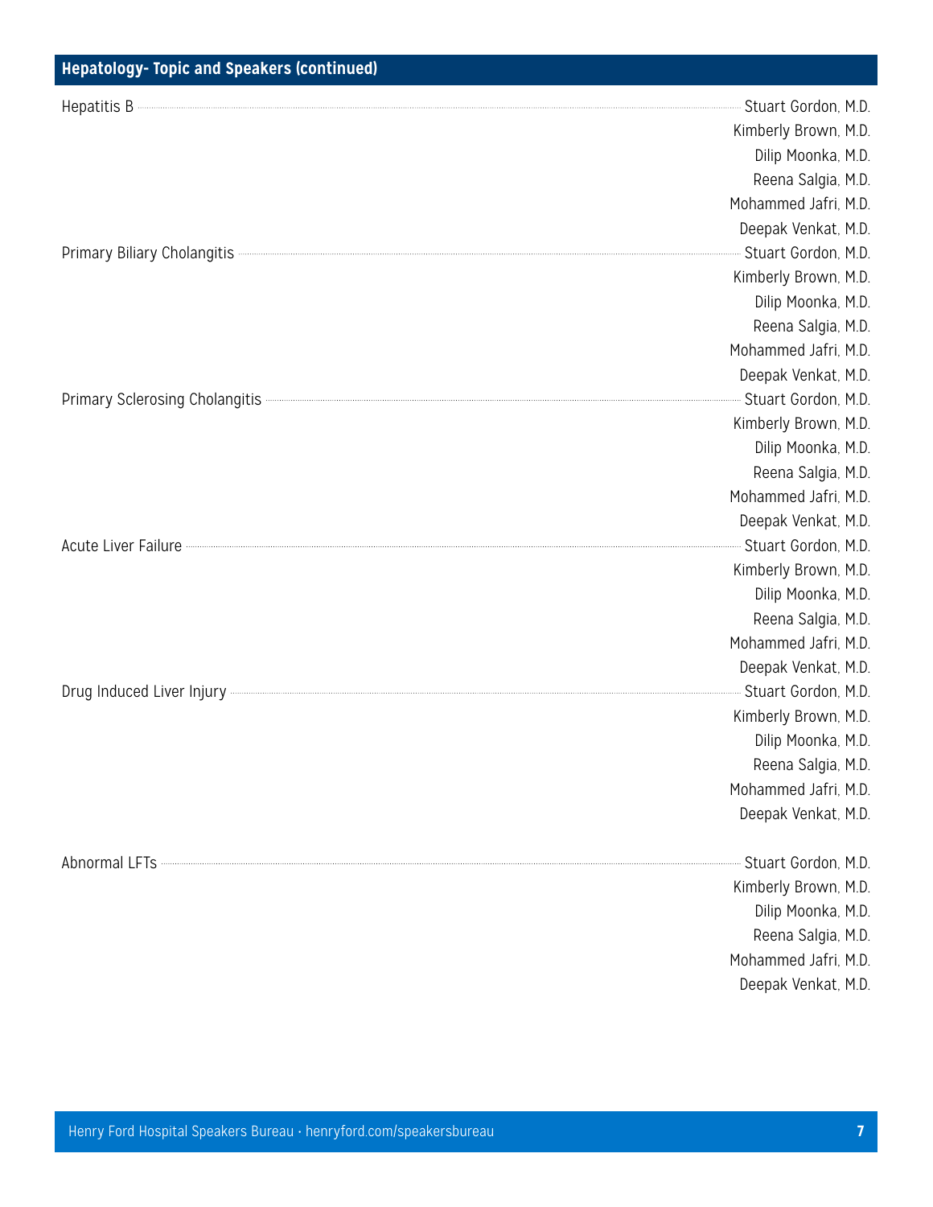## Hepatology- Topic and Speakers (continued)

| Topic | Speakers |
|---|---|
| Hepatitis B | Stuart Gordon, M.D. |
| | Kimberly Brown, M.D. |
| | Dilip Moonka, M.D. |
| | Reena Salgia, M.D. |
| | Mohammed Jafri, M.D. |
| | Deepak Venkat, M.D. |
| Primary Biliary Cholangitis | Stuart Gordon, M.D. |
| | Kimberly Brown, M.D. |
| | Dilip Moonka, M.D. |
| | Reena Salgia, M.D. |
| | Mohammed Jafri, M.D. |
| | Deepak Venkat, M.D. |
| Primary Sclerosing Cholangitis | Stuart Gordon, M.D. |
| | Kimberly Brown, M.D. |
| | Dilip Moonka, M.D. |
| | Reena Salgia, M.D. |
| | Mohammed Jafri, M.D. |
| | Deepak Venkat, M.D. |
| Acute Liver Failure | Stuart Gordon, M.D. |
| | Kimberly Brown, M.D. |
| | Dilip Moonka, M.D. |
| | Reena Salgia, M.D. |
| | Mohammed Jafri, M.D. |
| | Deepak Venkat, M.D. |
| Drug Induced Liver Injury | Stuart Gordon, M.D. |
| | Kimberly Brown, M.D. |
| | Dilip Moonka, M.D. |
| | Reena Salgia, M.D. |
| | Mohammed Jafri, M.D. |
| | Deepak Venkat, M.D. |
| Abnormal LFTs | Stuart Gordon, M.D. |
| | Kimberly Brown, M.D. |
| | Dilip Moonka, M.D. |
| | Reena Salgia, M.D. |
| | Mohammed Jafri, M.D. |
| | Deepak Venkat, M.D. |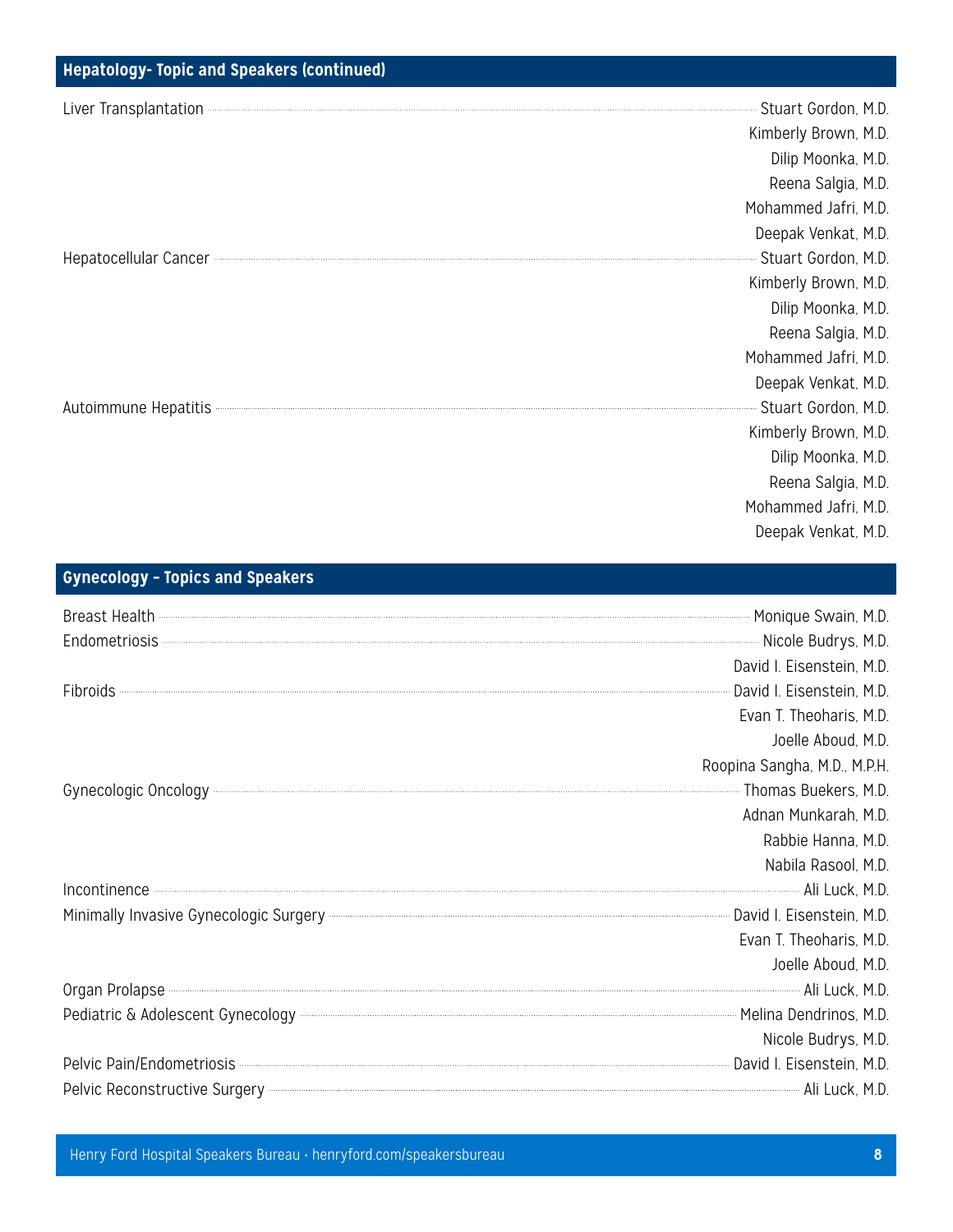## Hepatology- Topic and Speakers (continued)

| Topic | Speakers |
|---|---|
| Liver Transplantation | Stuart Gordon, M.D. |
| | Kimberly Brown, M.D. |
| | Dilip Moonka, M.D. |
| | Reena Salgia, M.D. |
| | Mohammed Jafri, M.D. |
| | Deepak Venkat, M.D. |
| Hepatocellular Cancer | Stuart Gordon, M.D. |
| | Kimberly Brown, M.D. |
| | Dilip Moonka, M.D. |
| | Reena Salgia, M.D. |
| | Mohammed Jafri, M.D. |
| | Deepak Venkat, M.D. |
| Autoimmune Hepatitis | Stuart Gordon, M.D. |
| | Kimberly Brown, M.D. |
| | Dilip Moonka, M.D. |
| | Reena Salgia, M.D. |
| | Mohammed Jafri, M.D. |
| | Deepak Venkat, M.D. |

## Gynecology – Topics and Speakers

| Topic | Speakers |
|---|---|
| Breast Health | Monique Swain, M.D. |
| Endometriosis | Nicole Budrys, M.D. |
| | David I. Eisenstein, M.D. |
| Fibroids | David I. Eisenstein, M.D. |
| | Evan T. Theoharis, M.D. |
| | Joelle Aboud, M.D. |
| | Roopina Sangha, M.D., M.P.H. |
| Gynecologic Oncology | Thomas Buekers, M.D. |
| | Adnan Munkarah, M.D. |
| | Rabbie Hanna, M.D. |
| | Nabila Rasool, M.D. |
| Incontinence | Ali Luck, M.D. |
| Minimally Invasive Gynecologic Surgery | David I. Eisenstein, M.D. |
| | Evan T. Theoharis, M.D. |
| | Joelle Aboud, M.D. |
| Organ Prolapse | Ali Luck, M.D. |
| Pediatric & Adolescent Gynecology | Melina Dendrinos, M.D. |
| | Nicole Budrys, M.D. |
| Pelvic Pain/Endometriosis | David I. Eisenstein, M.D. |
| Pelvic Reconstructive Surgery | Ali Luck, M.D. |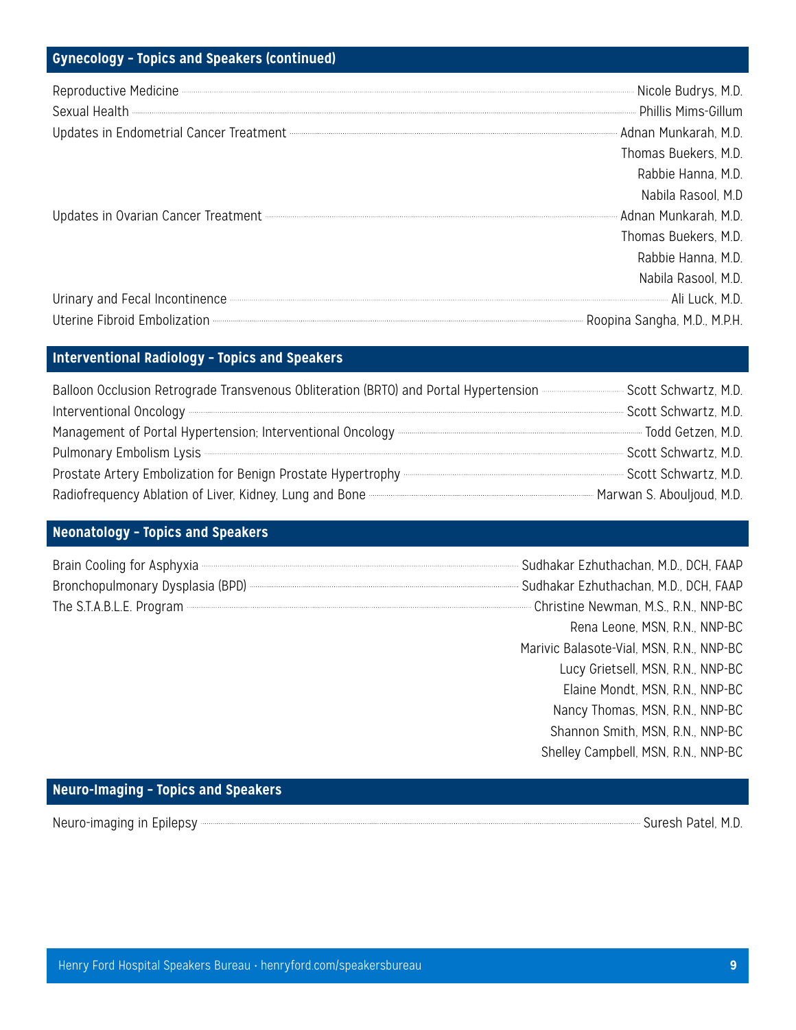## Gynecology – Topics and Speakers (continued)

Reproductive Medicine ..... Nicole Budrys, M.D.
Sexual Health ..... Phillis Mims-Gillum
Updates in Endometrial Cancer Treatment ..... Adnan Munkarah, M.D.
Thomas Buekers, M.D.
Rabbie Hanna, M.D.
Nabila Rasool, M.D
Updates in Ovarian Cancer Treatment ..... Adnan Munkarah, M.D.
Thomas Buekers, M.D.
Rabbie Hanna, M.D.
Nabila Rasool, M.D.
Urinary and Fecal Incontinence ..... Ali Luck, M.D.
Uterine Fibroid Embolization ..... Roopina Sangha, M.D., M.P.H.

## Interventional Radiology – Topics and Speakers

Balloon Occlusion Retrograde Transvenous Obliteration (BRTO) and Portal Hypertension ..... Scott Schwartz, M.D.
Interventional Oncology ..... Scott Schwartz, M.D.
Management of Portal Hypertension; Interventional Oncology ..... Todd Getzen, M.D.
Pulmonary Embolism Lysis ..... Scott Schwartz, M.D.
Prostate Artery Embolization for Benign Prostate Hypertrophy ..... Scott Schwartz, M.D.
Radiofrequency Ablation of Liver, Kidney, Lung and Bone ..... Marwan S. Abouljoud, M.D.

## Neonatology – Topics and Speakers

Brain Cooling for Asphyxia ..... Sudhakar Ezhuthachan, M.D., DCH, FAAP
Bronchopulmonary Dysplasia (BPD) ..... Sudhakar Ezhuthachan, M.D., DCH, FAAP
The S.T.A.B.L.E. Program ..... Christine Newman, M.S., R.N., NNP-BC
Rena Leone, MSN, R.N., NNP-BC
Marivic Balasote-Vial, MSN, R.N., NNP-BC
Lucy Grietsell, MSN, R.N., NNP-BC
Elaine Mondt, MSN, R.N., NNP-BC
Nancy Thomas, MSN, R.N., NNP-BC
Shannon Smith, MSN, R.N., NNP-BC
Shelley Campbell, MSN, R.N., NNP-BC

## Neuro-Imaging – Topics and Speakers

Neuro-imaging in Epilepsy ..... Suresh Patel, M.D.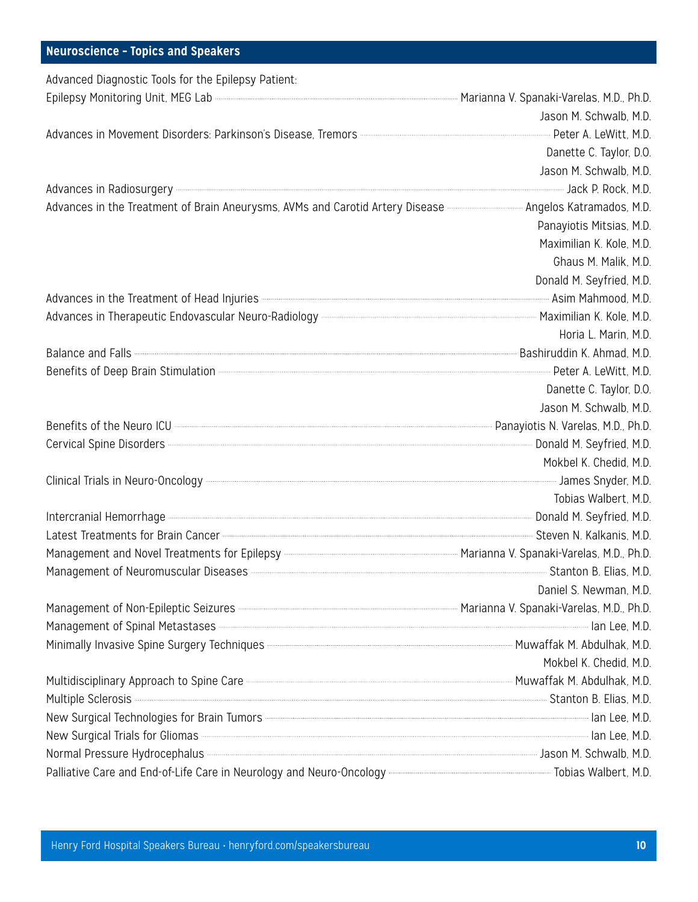## Neuroscience – Topics and Speakers

| Topic | Speaker(s) |
| --- | --- |
| Advanced Diagnostic Tools for the Epilepsy Patient: Epilepsy Monitoring Unit, MEG Lab | Marianna V. Spanaki-Varelas, M.D., Ph.D.<br>Jason M. Schwalb, M.D. |
| Advances in Movement Disorders: Parkinson's Disease, Tremors | Peter A. LeWitt, M.D.<br>Danette C. Taylor, D.O.<br>Jason M. Schwalb, M.D. |
| Advances in Radiosurgery | Jack P. Rock, M.D. |
| Advances in the Treatment of Brain Aneurysms, AVMs and Carotid Artery Disease | Angelos Katramados, M.D.<br>Panayiotis Mitsias, M.D.<br>Maximilian K. Kole, M.D.<br>Ghaus M. Malik, M.D.<br>Donald M. Seyfried, M.D. |
| Advances in the Treatment of Head Injuries | Asim Mahmood, M.D. |
| Advances in Therapeutic Endovascular Neuro-Radiology | Maximilian K. Kole, M.D.<br>Horia L. Marin, M.D. |
| Balance and Falls | Bashiruddin K. Ahmad, M.D. |
| Benefits of Deep Brain Stimulation | Peter A. LeWitt, M.D.<br>Danette C. Taylor, D.O.<br>Jason M. Schwalb, M.D. |
| Benefits of the Neuro ICU | Panayiotis N. Varelas, M.D., Ph.D. |
| Cervical Spine Disorders | Donald M. Seyfried, M.D.<br>Mokbel K. Chedid, M.D. |
| Clinical Trials in Neuro-Oncology | James Snyder, M.D.<br>Tobias Walbert, M.D. |
| Intercranial Hemorrhage | Donald M. Seyfried, M.D. |
| Latest Treatments for Brain Cancer | Steven N. Kalkanis, M.D. |
| Management and Novel Treatments for Epilepsy | Marianna V. Spanaki-Varelas, M.D., Ph.D. |
| Management of Neuromuscular Diseases | Stanton B. Elias, M.D.<br>Daniel S. Newman, M.D. |
| Management of Non-Epileptic Seizures | Marianna V. Spanaki-Varelas, M.D., Ph.D. |
| Management of Spinal Metastases | Ian Lee, M.D. |
| Minimally Invasive Spine Surgery Techniques | Muwaffak M. Abdulhak, M.D.<br>Mokbel K. Chedid, M.D. |
| Multidisciplinary Approach to Spine Care | Muwaffak M. Abdulhak, M.D. |
| Multiple Sclerosis | Stanton B. Elias, M.D. |
| New Surgical Technologies for Brain Tumors | Ian Lee, M.D. |
| New Surgical Trials for Gliomas | Ian Lee, M.D. |
| Normal Pressure Hydrocephalus | Jason M. Schwalb, M.D. |
| Palliative Care and End-of-Life Care in Neurology and Neuro-Oncology | Tobias Walbert, M.D. |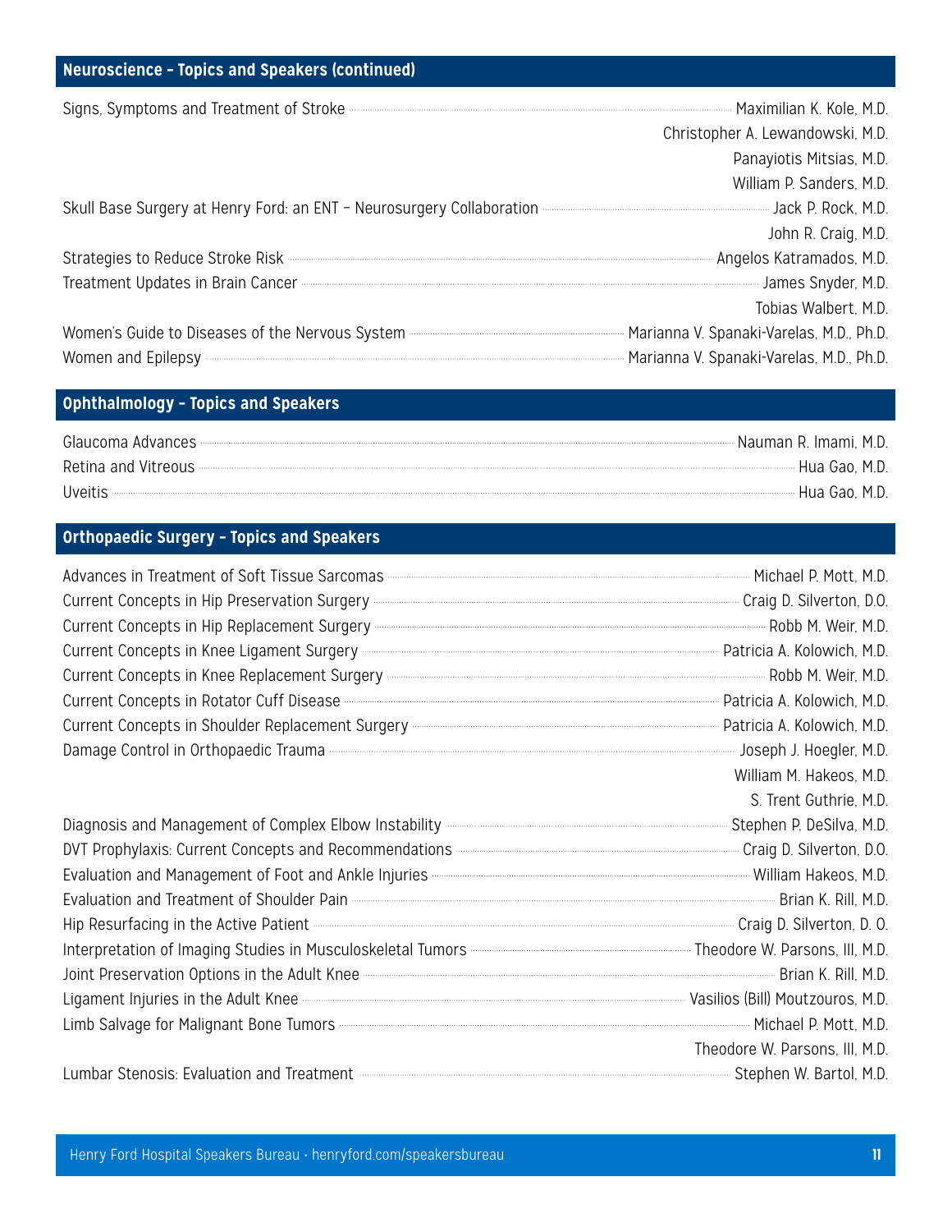## Neuroscience – Topics and Speakers (continued)

| Topic | Speaker |
|---|---|
| Signs, Symptoms and Treatment of Stroke | Maximilian K. Kole, M.D. |
| | Christopher A. Lewandowski, M.D. |
| | Panayiotis Mitsias, M.D. |
| | William P. Sanders, M.D. |
| Skull Base Surgery at Henry Ford: an ENT – Neurosurgery Collaboration | Jack P. Rock, M.D. |
| | John R. Craig, M.D. |
| Strategies to Reduce Stroke Risk | Angelos Katramados, M.D. |
| Treatment Updates in Brain Cancer | James Snyder, M.D. |
| | Tobias Walbert, M.D. |
| Women's Guide to Diseases of the Nervous System | Marianna V. Spanaki-Varelas, M.D., Ph.D. |
| Women and Epilepsy | Marianna V. Spanaki-Varelas, M.D., Ph.D. |

## Ophthalmology – Topics and Speakers

| Topic | Speaker |
|---|---|
| Glaucoma Advances | Nauman R. Imami, M.D. |
| Retina and Vitreous | Hua Gao, M.D. |
| Uveitis | Hua Gao, M.D. |

## Orthopaedic Surgery – Topics and Speakers

| Topic | Speaker |
|---|---|
| Advances in Treatment of Soft Tissue Sarcomas | Michael P. Mott, M.D. |
| Current Concepts in Hip Preservation Surgery | Craig D. Silverton, D.O. |
| Current Concepts in Hip Replacement Surgery | Robb M. Weir, M.D. |
| Current Concepts in Knee Ligament Surgery | Patricia A. Kolowich, M.D. |
| Current Concepts in Knee Replacement Surgery | Robb M. Weir, M.D. |
| Current Concepts in Rotator Cuff Disease | Patricia A. Kolowich, M.D. |
| Current Concepts in Shoulder Replacement Surgery | Patricia A. Kolowich, M.D. |
| Damage Control in Orthopaedic Trauma | Joseph J. Hoegler, M.D. |
| | William M. Hakeos, M.D. |
| | S. Trent Guthrie, M.D. |
| Diagnosis and Management of Complex Elbow Instability | Stephen P. DeSilva, M.D. |
| DVT Prophylaxis: Current Concepts and Recommendations | Craig D. Silverton, D.O. |
| Evaluation and Management of Foot and Ankle Injuries | William Hakeos, M.D. |
| Evaluation and Treatment of Shoulder Pain | Brian K. Rill, M.D. |
| Hip Resurfacing in the Active Patient | Craig D. Silverton, D. O. |
| Interpretation of Imaging Studies in Musculoskeletal Tumors | Theodore W. Parsons, III, M.D. |
| Joint Preservation Options in the Adult Knee | Brian K. Rill, M.D. |
| Ligament Injuries in the Adult Knee | Vasilios (Bill) Moutzouros, M.D. |
| Limb Salvage for Malignant Bone Tumors | Michael P. Mott, M.D. |
| | Theodore W. Parsons, III, M.D. |
| Lumbar Stenosis: Evaluation and Treatment | Stephen W. Bartol, M.D. |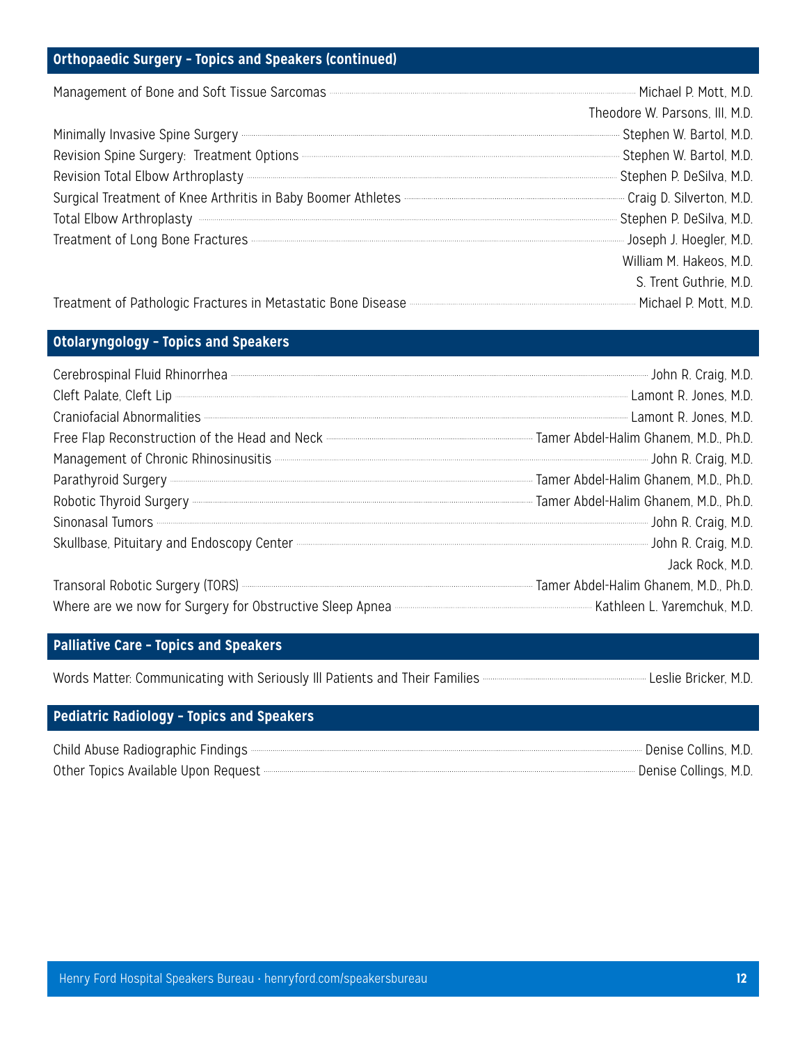## Orthopaedic Surgery – Topics and Speakers (continued)

| Topic | Speaker |
|---|---|
| Management of Bone and Soft Tissue Sarcomas | Michael P. Mott, M.D. |
| | Theodore W. Parsons, III, M.D. |
| Minimally Invasive Spine Surgery | Stephen W. Bartol, M.D. |
| Revision Spine Surgery: Treatment Options | Stephen W. Bartol, M.D. |
| Revision Total Elbow Arthroplasty | Stephen P. DeSilva, M.D. |
| Surgical Treatment of Knee Arthritis in Baby Boomer Athletes | Craig D. Silverton, M.D. |
| Total Elbow Arthroplasty | Stephen P. DeSilva, M.D. |
| Treatment of Long Bone Fractures | Joseph J. Hoegler, M.D. |
| | William M. Hakeos, M.D. |
| | S. Trent Guthrie, M.D. |
| Treatment of Pathologic Fractures in Metastatic Bone Disease | Michael P. Mott, M.D. |

## Otolaryngology – Topics and Speakers

| Topic | Speaker |
|---|---|
| Cerebrospinal Fluid Rhinorrhea | John R. Craig, M.D. |
| Cleft Palate, Cleft Lip | Lamont R. Jones, M.D. |
| Craniofacial Abnormalities | Lamont R. Jones, M.D. |
| Free Flap Reconstruction of the Head and Neck | Tamer Abdel-Halim Ghanem, M.D., Ph.D. |
| Management of Chronic Rhinosinusitis | John R. Craig, M.D. |
| Parathyroid Surgery | Tamer Abdel-Halim Ghanem, M.D., Ph.D. |
| Robotic Thyroid Surgery | Tamer Abdel-Halim Ghanem, M.D., Ph.D. |
| Sinonasal Tumors | John R. Craig, M.D. |
| Skullbase, Pituitary and Endoscopy Center | John R. Craig, M.D. |
| | Jack Rock, M.D. |
| Transoral Robotic Surgery (TORS) | Tamer Abdel-Halim Ghanem, M.D., Ph.D. |
| Where are we now for Surgery for Obstructive Sleep Apnea | Kathleen L. Yaremchuk, M.D. |

## Palliative Care – Topics and Speakers

| Topic | Speaker |
|---|---|
| Words Matter: Communicating with Seriously Ill Patients and Their Families | Leslie Bricker, M.D. |

## Pediatric Radiology – Topics and Speakers

| Topic | Speaker |
|---|---|
| Child Abuse Radiographic Findings | Denise Collins, M.D. |
| Other Topics Available Upon Request | Denise Collings, M.D. |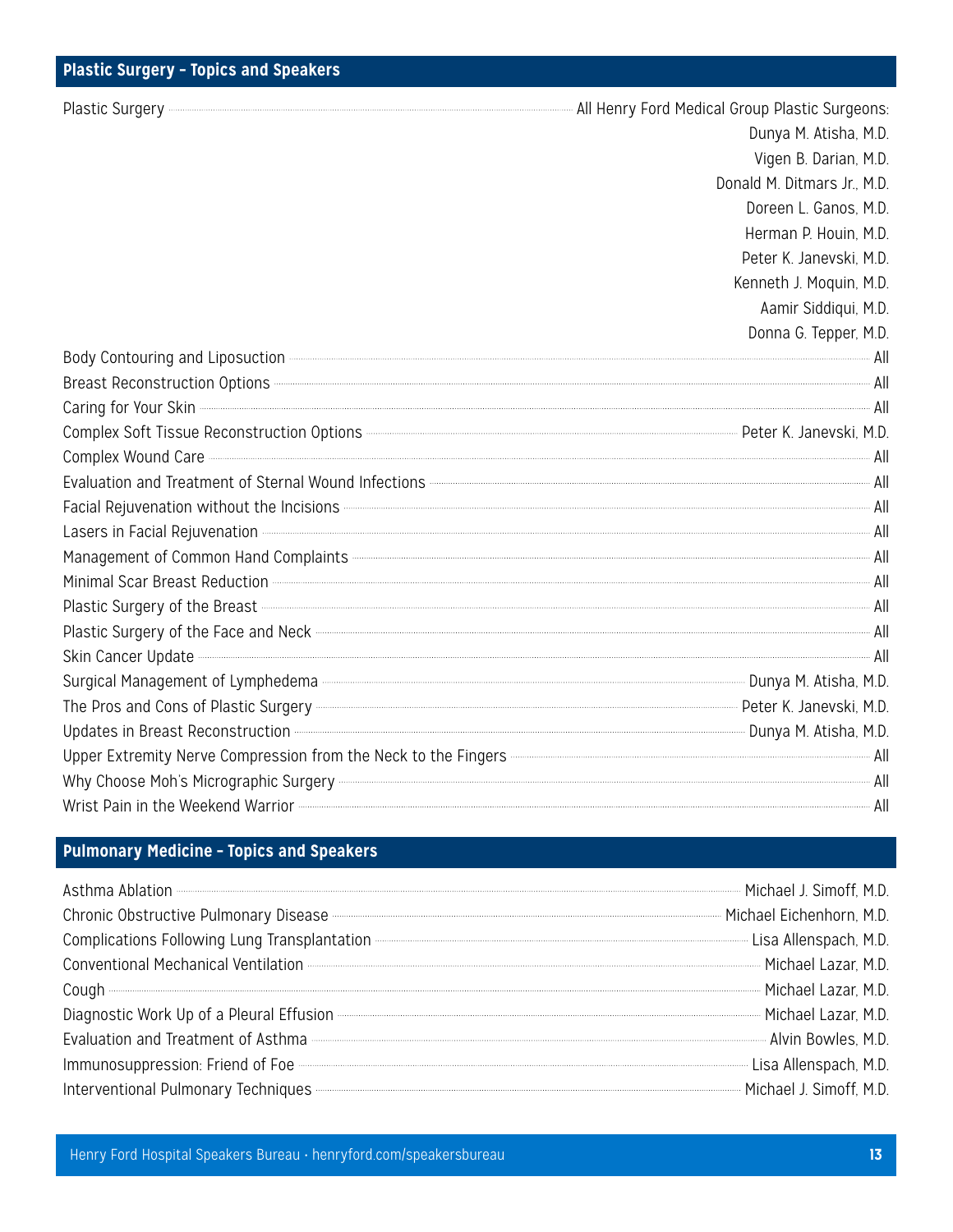## Plastic Surgery – Topics and Speakers

| Topic | Speaker |
|---|---|
| Plastic Surgery | All Henry Ford Medical Group Plastic Surgeons: Dunya M. Atisha, M.D.; Vigen B. Darian, M.D.; Donald M. Ditmars Jr., M.D.; Doreen L. Ganos, M.D.; Herman P. Houin, M.D.; Peter K. Janevski, M.D.; Kenneth J. Moquin, M.D.; Aamir Siddiqui, M.D.; Donna G. Tepper, M.D. |
| Body Contouring and Liposuction | All |
| Breast Reconstruction Options | All |
| Caring for Your Skin | All |
| Complex Soft Tissue Reconstruction Options | Peter K. Janevski, M.D. |
| Complex Wound Care | All |
| Evaluation and Treatment of Sternal Wound Infections | All |
| Facial Rejuvenation without the Incisions | All |
| Lasers in Facial Rejuvenation | All |
| Management of Common Hand Complaints | All |
| Minimal Scar Breast Reduction | All |
| Plastic Surgery of the Breast | All |
| Plastic Surgery of the Face and Neck | All |
| Skin Cancer Update | All |
| Surgical Management of Lymphedema | Dunya M. Atisha, M.D. |
| The Pros and Cons of Plastic Surgery | Peter K. Janevski, M.D. |
| Updates in Breast Reconstruction | Dunya M. Atisha, M.D. |
| Upper Extremity Nerve Compression from the Neck to the Fingers | All |
| Why Choose Moh's Micrographic Surgery | All |
| Wrist Pain in the Weekend Warrior | All |

## Pulmonary Medicine – Topics and Speakers

| Topic | Speaker |
|---|---|
| Asthma Ablation | Michael J. Simoff, M.D. |
| Chronic Obstructive Pulmonary Disease | Michael Eichenhorn, M.D. |
| Complications Following Lung Transplantation | Lisa Allenspach, M.D. |
| Conventional Mechanical Ventilation | Michael Lazar, M.D. |
| Cough | Michael Lazar, M.D. |
| Diagnostic Work Up of a Pleural Effusion | Michael Lazar, M.D. |
| Evaluation and Treatment of Asthma | Alvin Bowles, M.D. |
| Immunosuppression: Friend of Foe | Lisa Allenspach, M.D. |
| Interventional Pulmonary Techniques | Michael J. Simoff, M.D. |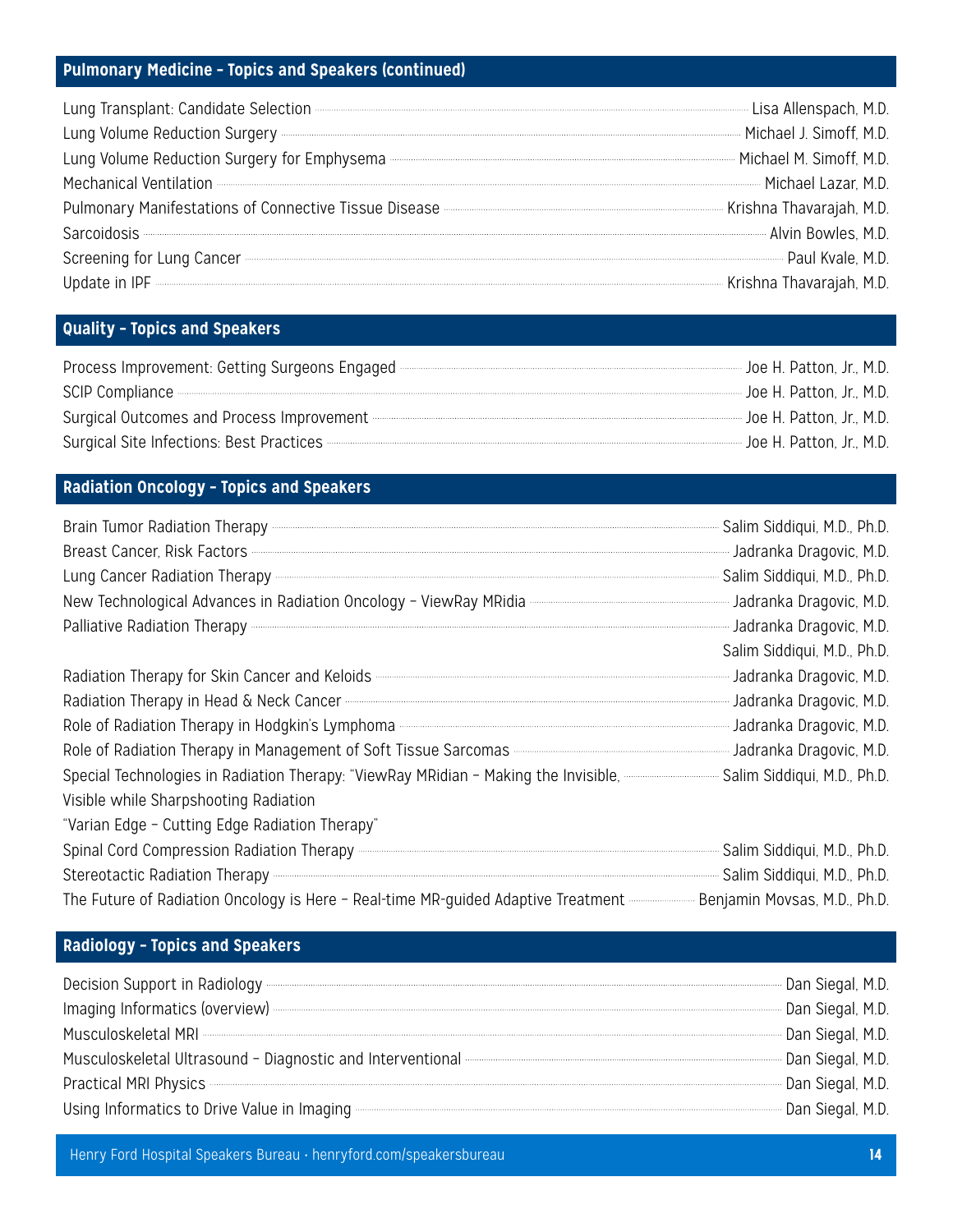## Pulmonary Medicine – Topics and Speakers (continued)

| Topic | Speaker |
|---|---|
| Lung Transplant: Candidate Selection | Lisa Allenspach, M.D. |
| Lung Volume Reduction Surgery | Michael J. Simoff, M.D. |
| Lung Volume Reduction Surgery for Emphysema | Michael M. Simoff, M.D. |
| Mechanical Ventilation | Michael Lazar, M.D. |
| Pulmonary Manifestations of Connective Tissue Disease | Krishna Thavarajah, M.D. |
| Sarcoidosis | Alvin Bowles, M.D. |
| Screening for Lung Cancer | Paul Kvale, M.D. |
| Update in IPF | Krishna Thavarajah, M.D. |

## Quality – Topics and Speakers

| Topic | Speaker |
|---|---|
| Process Improvement: Getting Surgeons Engaged | Joe H. Patton, Jr., M.D. |
| SCIP Compliance | Joe H. Patton, Jr., M.D. |
| Surgical Outcomes and Process Improvement | Joe H. Patton, Jr., M.D. |
| Surgical Site Infections: Best Practices | Joe H. Patton, Jr., M.D. |

## Radiation Oncology – Topics and Speakers

| Topic | Speaker |
|---|---|
| Brain Tumor Radiation Therapy | Salim Siddiqui, M.D., Ph.D. |
| Breast Cancer, Risk Factors | Jadranka Dragovic, M.D. |
| Lung Cancer Radiation Therapy | Salim Siddiqui, M.D., Ph.D. |
| New Technological Advances in Radiation Oncology – ViewRay MRidia | Jadranka Dragovic, M.D. |
| Palliative Radiation Therapy | Jadranka Dragovic, M.D.<br>Salim Siddiqui, M.D., Ph.D. |
| Radiation Therapy for Skin Cancer and Keloids | Jadranka Dragovic, M.D. |
| Radiation Therapy in Head & Neck Cancer | Jadranka Dragovic, M.D. |
| Role of Radiation Therapy in Hodgkin's Lymphoma | Jadranka Dragovic, M.D. |
| Role of Radiation Therapy in Management of Soft Tissue Sarcomas | Jadranka Dragovic, M.D. |
| Special Technologies in Radiation Therapy: "ViewRay MRidian – Making the Invisible, Visible while Sharpshooting Radiation<br>"Varian Edge – Cutting Edge Radiation Therapy" | Salim Siddiqui, M.D., Ph.D. |
| Spinal Cord Compression Radiation Therapy | Salim Siddiqui, M.D., Ph.D. |
| Stereotactic Radiation Therapy | Salim Siddiqui, M.D., Ph.D. |
| The Future of Radiation Oncology is Here – Real-time MR-guided Adaptive Treatment | Benjamin Movsas, M.D., Ph.D. |

## Radiology – Topics and Speakers

| Topic | Speaker |
|---|---|
| Decision Support in Radiology | Dan Siegal, M.D. |
| Imaging Informatics (overview) | Dan Siegal, M.D. |
| Musculoskeletal MRI | Dan Siegal, M.D. |
| Musculoskeletal Ultrasound – Diagnostic and Interventional | Dan Siegal, M.D. |
| Practical MRI Physics | Dan Siegal, M.D. |
| Using Informatics to Drive Value in Imaging | Dan Siegal, M.D. |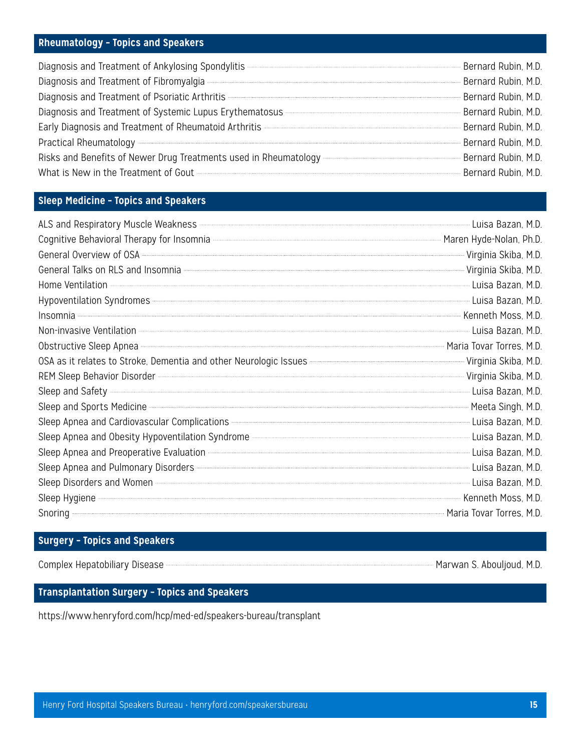## Rheumatology – Topics and Speakers

| Topic | Speaker |
|---|---|
| Diagnosis and Treatment of Ankylosing Spondylitis | Bernard Rubin, M.D. |
| Diagnosis and Treatment of Fibromyalgia | Bernard Rubin, M.D. |
| Diagnosis and Treatment of Psoriatic Arthritis | Bernard Rubin, M.D. |
| Diagnosis and Treatment of Systemic Lupus Erythematosus | Bernard Rubin, M.D. |
| Early Diagnosis and Treatment of Rheumatoid Arthritis | Bernard Rubin, M.D. |
| Practical Rheumatology | Bernard Rubin, M.D. |
| Risks and Benefits of Newer Drug Treatments used in Rheumatology | Bernard Rubin, M.D. |
| What is New in the Treatment of Gout | Bernard Rubin, M.D. |

## Sleep Medicine – Topics and Speakers

| Topic | Speaker |
|---|---|
| ALS and Respiratory Muscle Weakness | Luisa Bazan, M.D. |
| Cognitive Behavioral Therapy for Insomnia | Maren Hyde-Nolan, Ph.D. |
| General Overview of OSA | Virginia Skiba, M.D. |
| General Talks on RLS and Insomnia | Virginia Skiba, M.D. |
| Home Ventilation | Luisa Bazan, M.D. |
| Hypoventilation Syndromes | Luisa Bazan, M.D. |
| Insomnia | Kenneth Moss, M.D. |
| Non-invasive Ventilation | Luisa Bazan, M.D. |
| Obstructive Sleep Apnea | Maria Tovar Torres, M.D. |
| OSA as it relates to Stroke, Dementia and other Neurologic Issues | Virginia Skiba, M.D. |
| REM Sleep Behavior Disorder | Virginia Skiba, M.D. |
| Sleep and Safety | Luisa Bazan, M.D. |
| Sleep and Sports Medicine | Meeta Singh, M.D. |
| Sleep Apnea and Cardiovascular Complications | Luisa Bazan, M.D. |
| Sleep Apnea and Obesity Hypoventilation Syndrome | Luisa Bazan, M.D. |
| Sleep Apnea and Preoperative Evaluation | Luisa Bazan, M.D. |
| Sleep Apnea and Pulmonary Disorders | Luisa Bazan, M.D. |
| Sleep Disorders and Women | Luisa Bazan, M.D. |
| Sleep Hygiene | Kenneth Moss, M.D. |
| Snoring | Maria Tovar Torres, M.D. |

## Surgery – Topics and Speakers

| Topic | Speaker |
|---|---|
| Complex Hepatobiliary Disease | Marwan S. Abouljoud, M.D. |

## Transplantation Surgery – Topics and Speakers

https://www.henryford.com/hcp/med-ed/speakers-bureau/transplant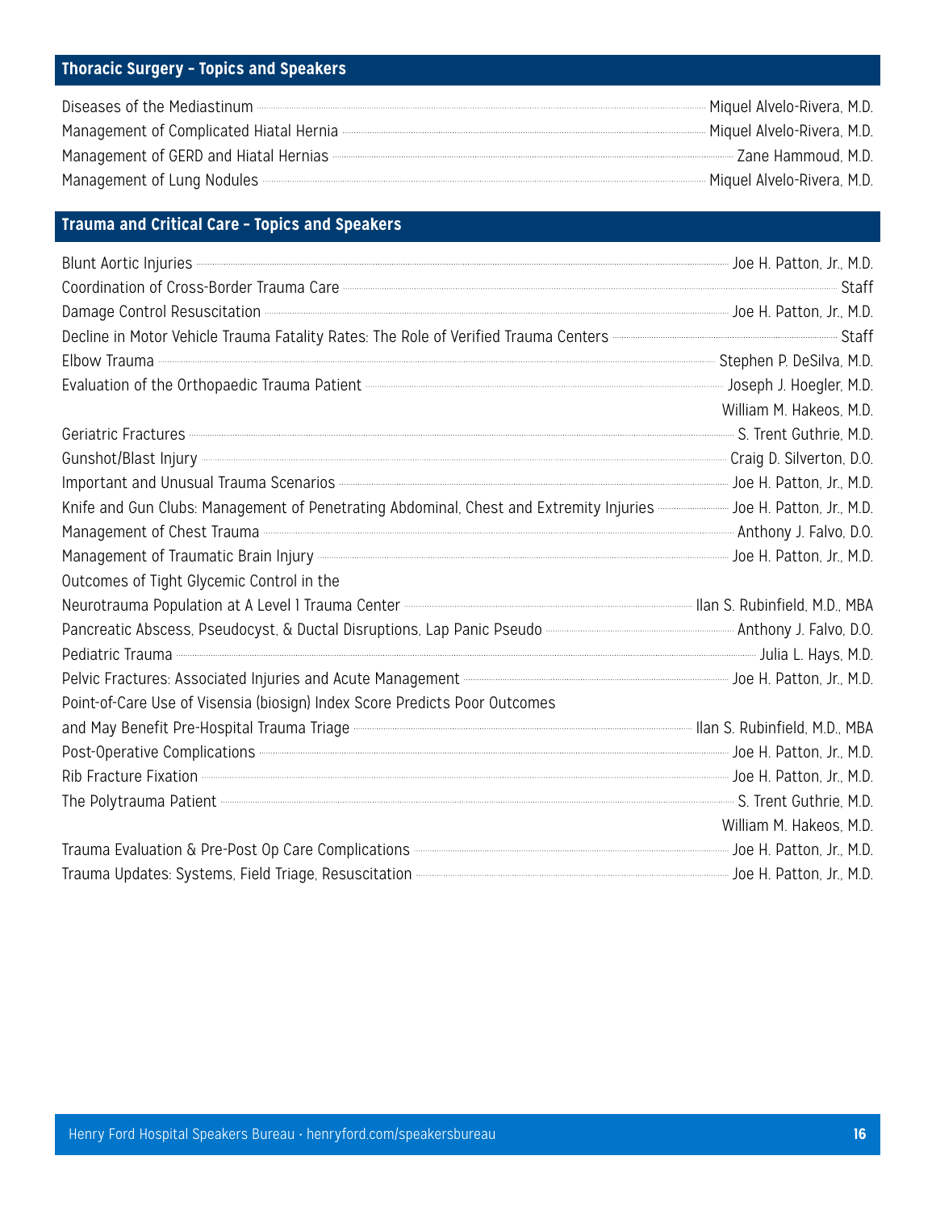## Thoracic Surgery – Topics and Speakers

| Topic | Speaker |
|---|---|
| Diseases of the Mediastinum | Miquel Alvelo-Rivera, M.D. |
| Management of Complicated Hiatal Hernia | Miquel Alvelo-Rivera, M.D. |
| Management of GERD and Hiatal Hernias | Zane Hammoud, M.D. |
| Management of Lung Nodules | Miquel Alvelo-Rivera, M.D. |

## Trauma and Critical Care – Topics and Speakers

| Topic | Speaker |
|---|---|
| Blunt Aortic Injuries | Joe H. Patton, Jr., M.D. |
| Coordination of Cross-Border Trauma Care | Staff |
| Damage Control Resuscitation | Joe H. Patton, Jr., M.D. |
| Decline in Motor Vehicle Trauma Fatality Rates: The Role of Verified Trauma Centers | Staff |
| Elbow Trauma | Stephen P. DeSilva, M.D. |
| Evaluation of the Orthopaedic Trauma Patient | Joseph J. Hoegler, M.D.<br>William M. Hakeos, M.D. |
| Geriatric Fractures | S. Trent Guthrie, M.D. |
| Gunshot/Blast Injury | Craig D. Silverton, D.O. |
| Important and Unusual Trauma Scenarios | Joe H. Patton, Jr., M.D. |
| Knife and Gun Clubs: Management of Penetrating Abdominal, Chest and Extremity Injuries | Joe H. Patton, Jr., M.D. |
| Management of Chest Trauma | Anthony J. Falvo, D.O. |
| Management of Traumatic Brain Injury | Joe H. Patton, Jr., M.D. |
| Outcomes of Tight Glycemic Control in the Neurotrauma Population at A Level 1 Trauma Center | Ilan S. Rubinfield, M.D., MBA |
| Pancreatic Abscess, Pseudocyst, & Ductal Disruptions, Lap Panic Pseudo | Anthony J. Falvo, D.O. |
| Pediatric Trauma | Julia L. Hays, M.D. |
| Pelvic Fractures: Associated Injuries and Acute Management | Joe H. Patton, Jr., M.D. |
| Point-of-Care Use of Visensia (biosign) Index Score Predicts Poor Outcomes and May Benefit Pre-Hospital Trauma Triage | Ilan S. Rubinfield, M.D., MBA |
| Post-Operative Complications | Joe H. Patton, Jr., M.D. |
| Rib Fracture Fixation | Joe H. Patton, Jr., M.D. |
| The Polytrauma Patient | S. Trent Guthrie, M.D.<br>William M. Hakeos, M.D. |
| Trauma Evaluation & Pre-Post Op Care Complications | Joe H. Patton, Jr., M.D. |
| Trauma Updates: Systems, Field Triage, Resuscitation | Joe H. Patton, Jr., M.D. |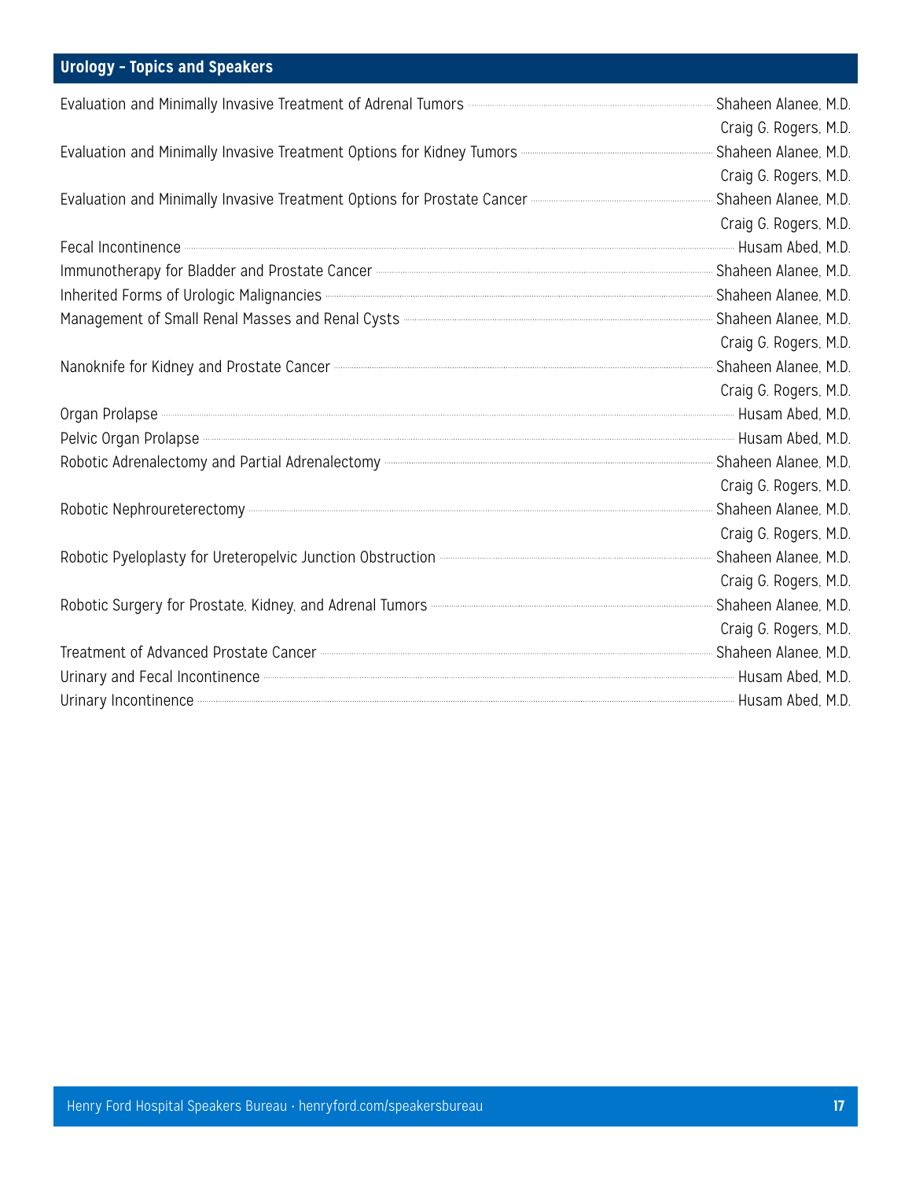## Urology – Topics and Speakers

| Topic | Speaker(s) |
| --- | --- |
| Evaluation and Minimally Invasive Treatment of Adrenal Tumors | Shaheen Alanee, M.D.<br>Craig G. Rogers, M.D. |
| Evaluation and Minimally Invasive Treatment Options for Kidney Tumors | Shaheen Alanee, M.D.<br>Craig G. Rogers, M.D. |
| Evaluation and Minimally Invasive Treatment Options for Prostate Cancer | Shaheen Alanee, M.D.<br>Craig G. Rogers, M.D. |
| Fecal Incontinence | Husam Abed, M.D. |
| Immunotherapy for Bladder and Prostate Cancer | Shaheen Alanee, M.D. |
| Inherited Forms of Urologic Malignancies | Shaheen Alanee, M.D. |
| Management of Small Renal Masses and Renal Cysts | Shaheen Alanee, M.D.<br>Craig G. Rogers, M.D. |
| Nanoknife for Kidney and Prostate Cancer | Shaheen Alanee, M.D.<br>Craig G. Rogers, M.D. |
| Organ Prolapse | Husam Abed, M.D. |
| Pelvic Organ Prolapse | Husam Abed, M.D. |
| Robotic Adrenalectomy and Partial Adrenalectomy | Shaheen Alanee, M.D.<br>Craig G. Rogers, M.D. |
| Robotic Nephroureterectomy | Shaheen Alanee, M.D.<br>Craig G. Rogers, M.D. |
| Robotic Pyeloplasty for Ureteropelvic Junction Obstruction | Shaheen Alanee, M.D.<br>Craig G. Rogers, M.D. |
| Robotic Surgery for Prostate, Kidney, and Adrenal Tumors | Shaheen Alanee, M.D.<br>Craig G. Rogers, M.D. |
| Treatment of Advanced Prostate Cancer | Shaheen Alanee, M.D. |
| Urinary and Fecal Incontinence | Husam Abed, M.D. |
| Urinary Incontinence | Husam Abed, M.D. |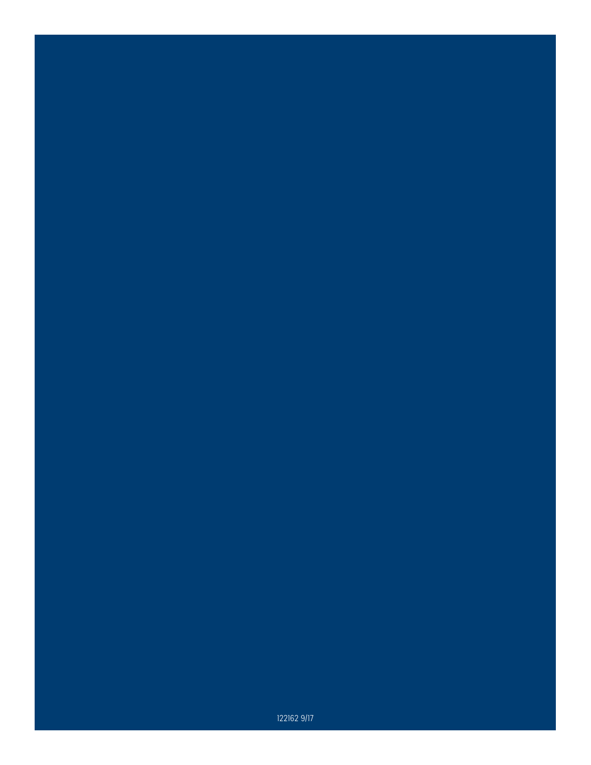122162 9/17